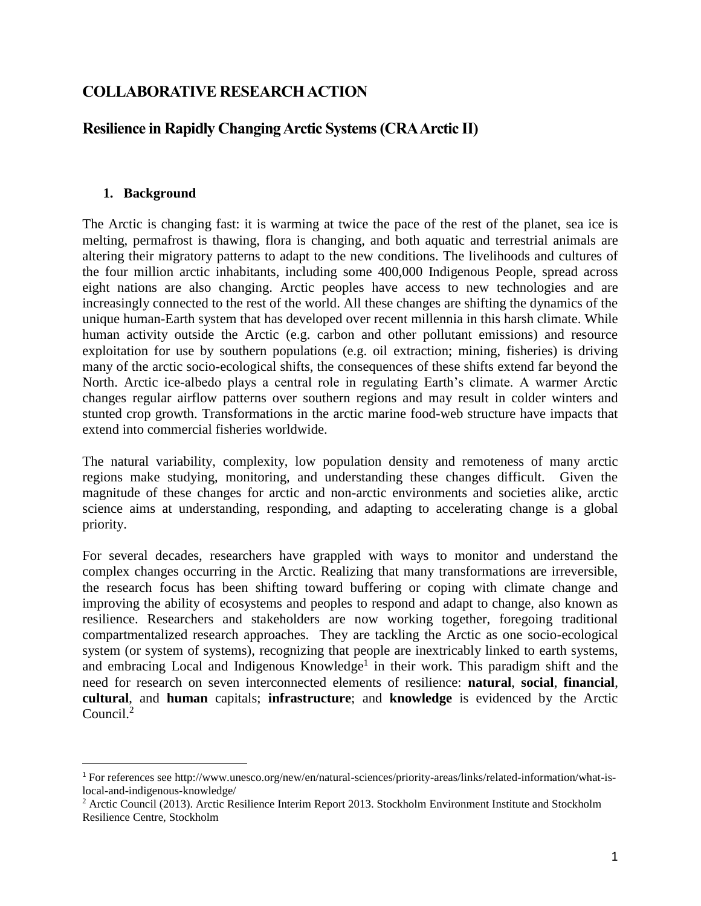# COLLABORATIVE RESEARCH ACTION

## Resilience in Rapidly Changing Arctic Systems (CRA Arctic II)

### 1. Background

The Arctic is changing fast: it is warming at twice the pace of the rest of the planet, sea ice is melting, permafrost is thawing, flora is changing, and both aquatic and terrestrial animals are altering their migratory patterns to adapt to the new conditions. The livelihoods and cultures of the four million arctic inhabitants, including some 400,000 Indigenous People, spread across eight nations are also changing. Arctic peoples have access to new technologies and are increasingly connected to the rest of the world. All these changes are shifting the dynamics of the unique human-Earth system that has developed over recent millennia in this harsh climate. While human activity outside the Arctic (e.g. carbon and other pollutant emissions) and resource exploitation for use by southern populations (e.g. oil extraction; mining, fisheries) is driving many of the arctic socio-ecological shifts, the consequences of these shifts extend far beyond the North. Arctic ice-albedo plays a central role in regulating Earth's climate. A warmer Arctic changes regular airflow patterns over southern regions and may result in colder winters and stunted crop growth. Transformations in the arctic marine food-web structure have impacts that extend into commercial fisheries worldwide.

The natural variability, complexity, low population density and remoteness of many arctic regions make studying, monitoring, and understanding these changes difficult. Given the magnitude of these changes for arctic and non-arctic environments and societies alike, arctic science aims at understanding, responding, and adapting to accelerating change is a global priority.

For several decades, researchers have grappled with ways to monitor and understand the complex changes occurring in the Arctic. Realizing that many transformations are irreversible, the research focus has been shifting toward buffering or coping with climate change and improving the ability of ecosystems and peoples to respond and adapt to change, also known as resilience. Researchers and stakeholders are now working together, foregoing traditional compartmentalized research approaches. They are tackling the Arctic as one socio-ecological system (or system of systems), recognizing that people are inextricably linked to earth systems, and embracing Local and Indigenous Knowledge[1] in their work. This paradigm shift and the need for research on seven interconnected elements of resilience: **natural**, **social**, **financial**, **cultural**, and **human** capitals; **infrastructure**; and **knowledge** is evidenced by the Arctic Council.[2]

---

[1] For references see http://www.unesco.org/new/en/natural-sciences/priority-areas/links/related-information/what-is-local-and-indigenous-knowledge/

[2] Arctic Council (2013). Arctic Resilience Interim Report 2013. Stockholm Environment Institute and Stockholm Resilience Centre, Stockholm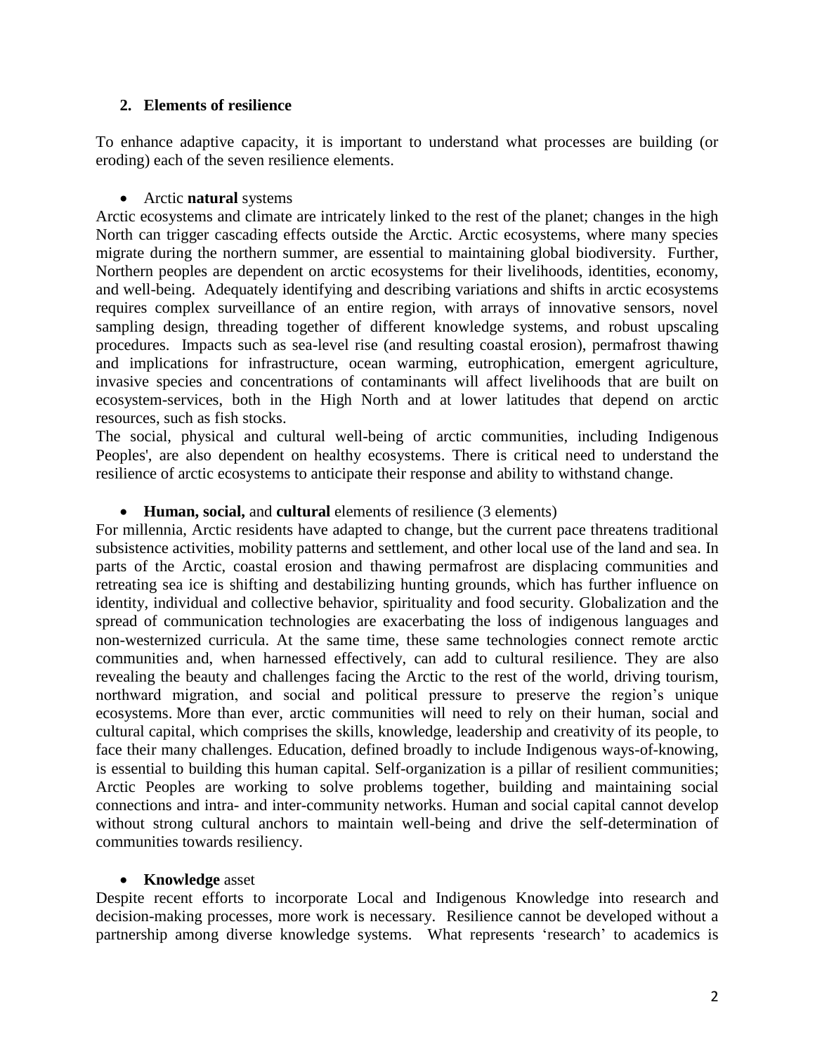## 2. Elements of resilience

To enhance adaptive capacity, it is important to understand what processes are building (or eroding) each of the seven resilience elements.

- Arctic **natural** systems

Arctic ecosystems and climate are intricately linked to the rest of the planet; changes in the high North can trigger cascading effects outside the Arctic. Arctic ecosystems, where many species migrate during the northern summer, are essential to maintaining global biodiversity. Further, Northern peoples are dependent on arctic ecosystems for their livelihoods, identities, economy, and well-being. Adequately identifying and describing variations and shifts in arctic ecosystems requires complex surveillance of an entire region, with arrays of innovative sensors, novel sampling design, threading together of different knowledge systems, and robust upscaling procedures. Impacts such as sea-level rise (and resulting coastal erosion), permafrost thawing and implications for infrastructure, ocean warming, eutrophication, emergent agriculture, invasive species and concentrations of contaminants will affect livelihoods that are built on ecosystem-services, both in the High North and at lower latitudes that depend on arctic resources, such as fish stocks.

The social, physical and cultural well-being of arctic communities, including Indigenous Peoples', are also dependent on healthy ecosystems. There is critical need to understand the resilience of arctic ecosystems to anticipate their response and ability to withstand change.

- **Human, social,** and **cultural** elements of resilience (3 elements)

For millennia, Arctic residents have adapted to change, but the current pace threatens traditional subsistence activities, mobility patterns and settlement, and other local use of the land and sea. In parts of the Arctic, coastal erosion and thawing permafrost are displacing communities and retreating sea ice is shifting and destabilizing hunting grounds, which has further influence on identity, individual and collective behavior, spirituality and food security. Globalization and the spread of communication technologies are exacerbating the loss of indigenous languages and non-westernized curricula. At the same time, these same technologies connect remote arctic communities and, when harnessed effectively, can add to cultural resilience. They are also revealing the beauty and challenges facing the Arctic to the rest of the world, driving tourism, northward migration, and social and political pressure to preserve the region's unique ecosystems. More than ever, arctic communities will need to rely on their human, social and cultural capital, which comprises the skills, knowledge, leadership and creativity of its people, to face their many challenges. Education, defined broadly to include Indigenous ways-of-knowing, is essential to building this human capital. Self-organization is a pillar of resilient communities; Arctic Peoples are working to solve problems together, building and maintaining social connections and intra- and inter-community networks. Human and social capital cannot develop without strong cultural anchors to maintain well-being and drive the self-determination of communities towards resiliency.

- **Knowledge** asset

Despite recent efforts to incorporate Local and Indigenous Knowledge into research and decision-making processes, more work is necessary. Resilience cannot be developed without a partnership among diverse knowledge systems. What represents 'research' to academics is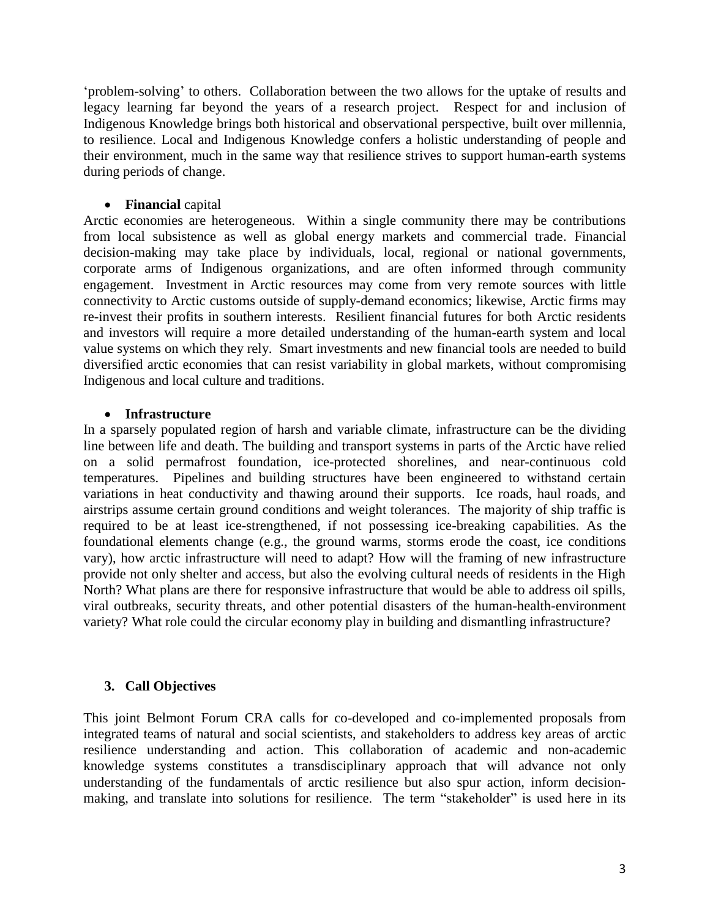'problem-solving' to others. Collaboration between the two allows for the uptake of results and legacy learning far beyond the years of a research project. Respect for and inclusion of Indigenous Knowledge brings both historical and observational perspective, built over millennia, to resilience. Local and Indigenous Knowledge confers a holistic understanding of people and their environment, much in the same way that resilience strives to support human-earth systems during periods of change.

- **Financial** capital

Arctic economies are heterogeneous. Within a single community there may be contributions from local subsistence as well as global energy markets and commercial trade. Financial decision-making may take place by individuals, local, regional or national governments, corporate arms of Indigenous organizations, and are often informed through community engagement. Investment in Arctic resources may come from very remote sources with little connectivity to Arctic customs outside of supply-demand economics; likewise, Arctic firms may re-invest their profits in southern interests. Resilient financial futures for both Arctic residents and investors will require a more detailed understanding of the human-earth system and local value systems on which they rely. Smart investments and new financial tools are needed to build diversified arctic economies that can resist variability in global markets, without compromising Indigenous and local culture and traditions.

- **Infrastructure**

In a sparsely populated region of harsh and variable climate, infrastructure can be the dividing line between life and death. The building and transport systems in parts of the Arctic have relied on a solid permafrost foundation, ice-protected shorelines, and near-continuous cold temperatures. Pipelines and building structures have been engineered to withstand certain variations in heat conductivity and thawing around their supports. Ice roads, haul roads, and airstrips assume certain ground conditions and weight tolerances. The majority of ship traffic is required to be at least ice-strengthened, if not possessing ice-breaking capabilities. As the foundational elements change (e.g., the ground warms, storms erode the coast, ice conditions vary), how arctic infrastructure will need to adapt? How will the framing of new infrastructure provide not only shelter and access, but also the evolving cultural needs of residents in the High North? What plans are there for responsive infrastructure that would be able to address oil spills, viral outbreaks, security threats, and other potential disasters of the human-health-environment variety? What role could the circular economy play in building and dismantling infrastructure?

## 3. Call Objectives

This joint Belmont Forum CRA calls for co-developed and co-implemented proposals from integrated teams of natural and social scientists, and stakeholders to address key areas of arctic resilience understanding and action. This collaboration of academic and non-academic knowledge systems constitutes a transdisciplinary approach that will advance not only understanding of the fundamentals of arctic resilience but also spur action, inform decision-making, and translate into solutions for resilience. The term "stakeholder" is used here in its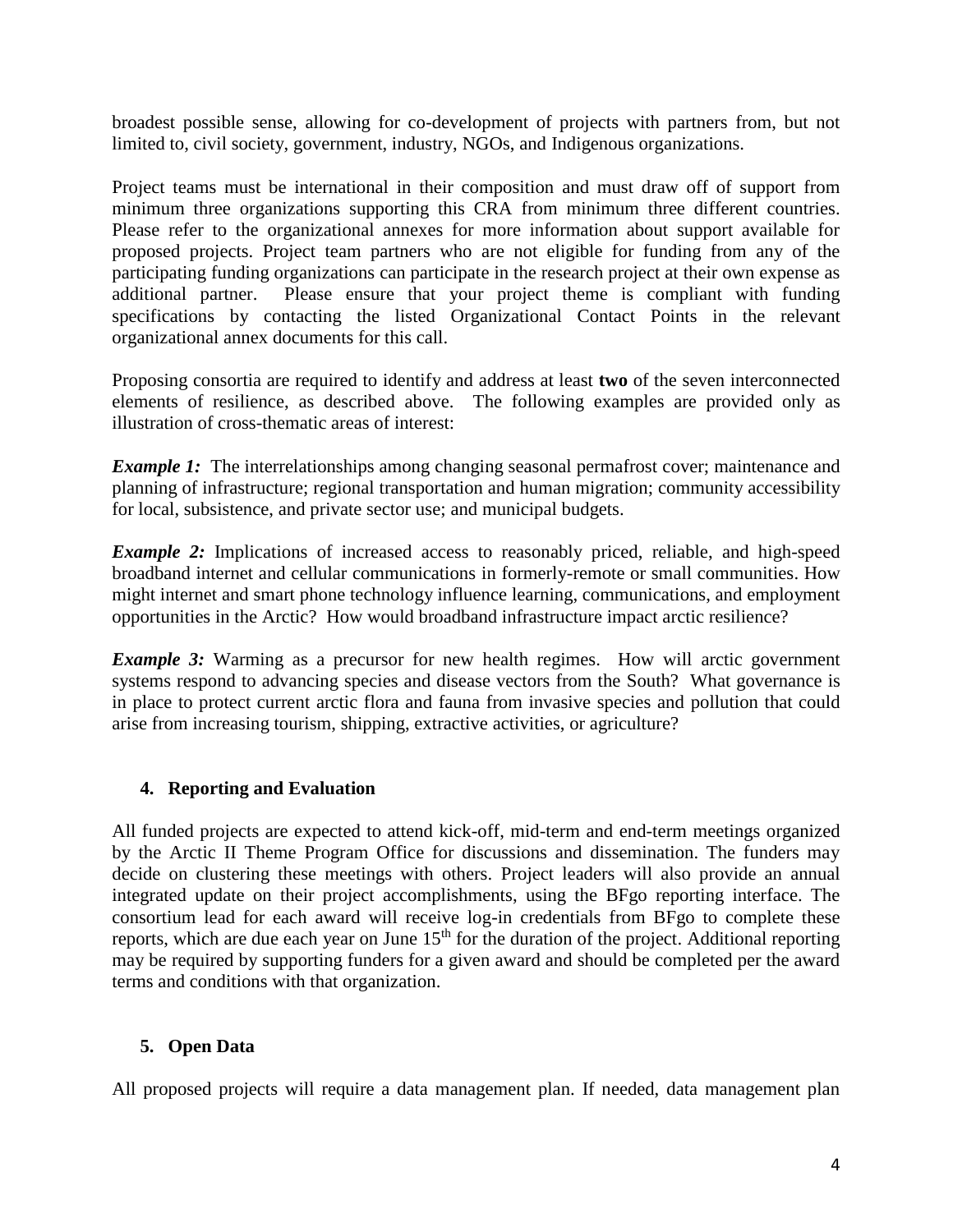broadest possible sense, allowing for co-development of projects with partners from, but not limited to, civil society, government, industry, NGOs, and Indigenous organizations.

Project teams must be international in their composition and must draw off of support from minimum three organizations supporting this CRA from minimum three different countries. Please refer to the organizational annexes for more information about support available for proposed projects. Project team partners who are not eligible for funding from any of the participating funding organizations can participate in the research project at their own expense as additional partner. Please ensure that your project theme is compliant with funding specifications by contacting the listed Organizational Contact Points in the relevant organizational annex documents for this call.

Proposing consortia are required to identify and address at least **two** of the seven interconnected elements of resilience, as described above. The following examples are provided only as illustration of cross-thematic areas of interest:

***Example 1:*** The interrelationships among changing seasonal permafrost cover; maintenance and planning of infrastructure; regional transportation and human migration; community accessibility for local, subsistence, and private sector use; and municipal budgets.

***Example 2:*** Implications of increased access to reasonably priced, reliable, and high-speed broadband internet and cellular communications in formerly-remote or small communities. How might internet and smart phone technology influence learning, communications, and employment opportunities in the Arctic? How would broadband infrastructure impact arctic resilience?

***Example 3:*** Warming as a precursor for new health regimes. How will arctic government systems respond to advancing species and disease vectors from the South? What governance is in place to protect current arctic flora and fauna from invasive species and pollution that could arise from increasing tourism, shipping, extractive activities, or agriculture?

## 4. Reporting and Evaluation

All funded projects are expected to attend kick-off, mid-term and end-term meetings organized by the Arctic II Theme Program Office for discussions and dissemination. The funders may decide on clustering these meetings with others. Project leaders will also provide an annual integrated update on their project accomplishments, using the BFgo reporting interface. The consortium lead for each award will receive log-in credentials from BFgo to complete these reports, which are due each year on June 15th for the duration of the project. Additional reporting may be required by supporting funders for a given award and should be completed per the award terms and conditions with that organization.

## 5. Open Data

All proposed projects will require a data management plan. If needed, data management plan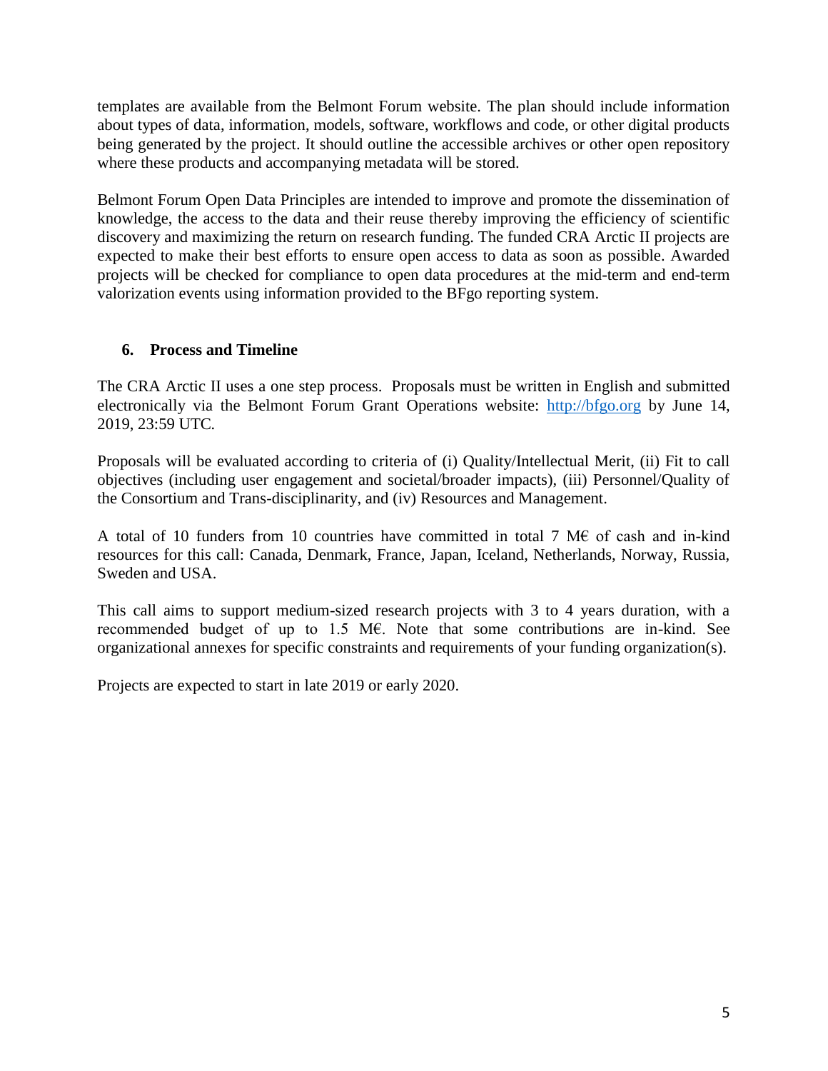templates are available from the Belmont Forum website. The plan should include information about types of data, information, models, software, workflows and code, or other digital products being generated by the project. It should outline the accessible archives or other open repository where these products and accompanying metadata will be stored.

Belmont Forum Open Data Principles are intended to improve and promote the dissemination of knowledge, the access to the data and their reuse thereby improving the efficiency of scientific discovery and maximizing the return on research funding. The funded CRA Arctic II projects are expected to make their best efforts to ensure open access to data as soon as possible. Awarded projects will be checked for compliance to open data procedures at the mid-term and end-term valorization events using information provided to the BFgo reporting system.

## 6. Process and Timeline

The CRA Arctic II uses a one step process. Proposals must be written in English and submitted electronically via the Belmont Forum Grant Operations website: [http://bfgo.org](http://bfgo.org) by June 14, 2019, 23:59 UTC.

Proposals will be evaluated according to criteria of (i) Quality/Intellectual Merit, (ii) Fit to call objectives (including user engagement and societal/broader impacts), (iii) Personnel/Quality of the Consortium and Trans-disciplinarity, and (iv) Resources and Management.

A total of 10 funders from 10 countries have committed in total 7 M€ of cash and in-kind resources for this call: Canada, Denmark, France, Japan, Iceland, Netherlands, Norway, Russia, Sweden and USA.

This call aims to support medium-sized research projects with 3 to 4 years duration, with a recommended budget of up to 1.5 M€. Note that some contributions are in-kind. See organizational annexes for specific constraints and requirements of your funding organization(s).

Projects are expected to start in late 2019 or early 2020.